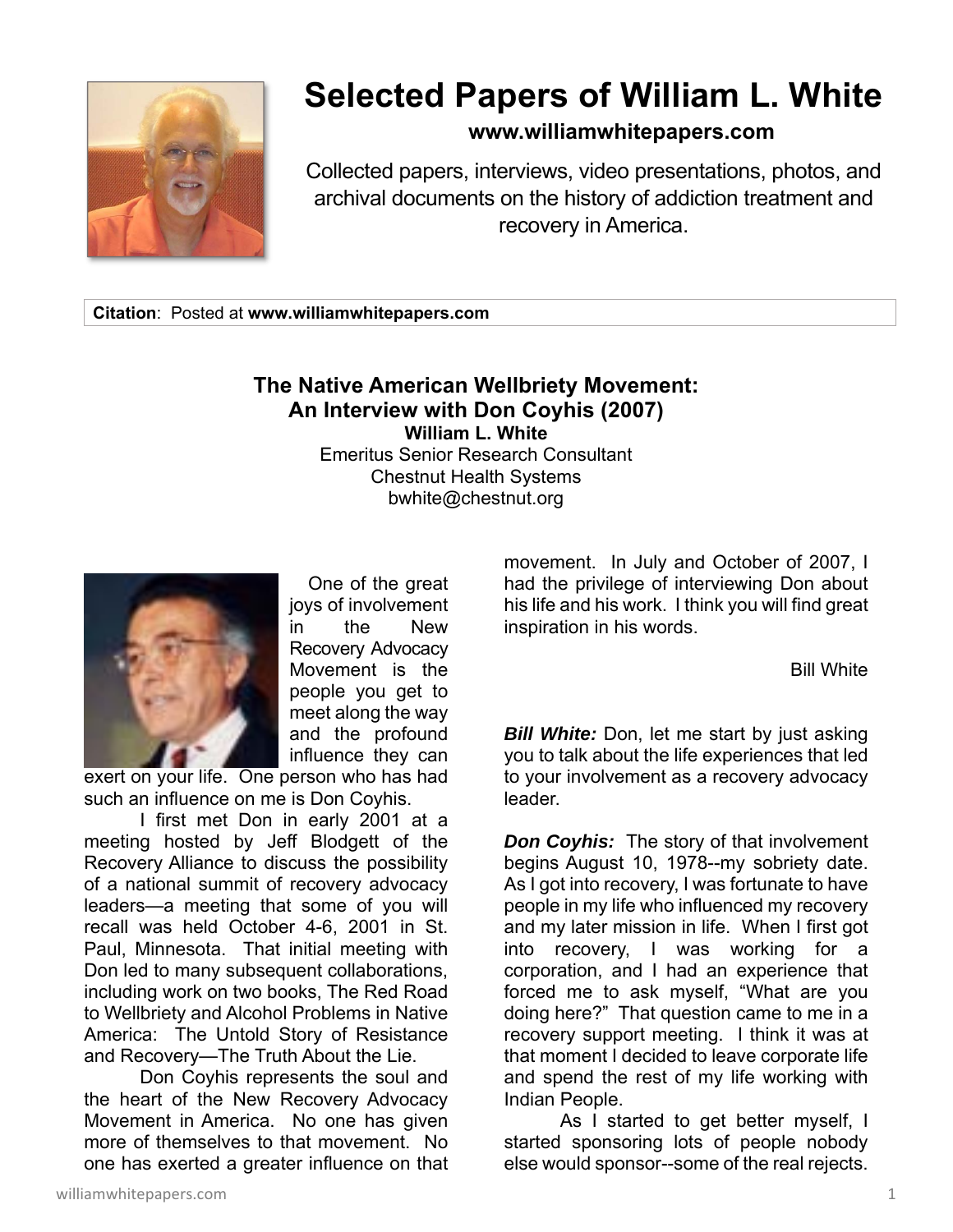# Selected Papers of William L. White

**www.williamwhitepapers.com**

Collected papers, interviews, video presentations, photos, and archival documents on the history of addiction treatment and recovery in America.

**Citation**: Posted at **www.williamwhitepapers.com**

## The Native American Wellbriety Movement: An Interview with Don Coyhis (2007)

**William L. White**
Emeritus Senior Research Consultant
Chestnut Health Systems
bwhite@chestnut.org

One of the great joys of involvement in the New Recovery Advocacy Movement is the people you get to meet along the way and the profound influence they can exert on your life. One person who has had such an influence on me is Don Coyhis.

I first met Don in early 2001 at a meeting hosted by Jeff Blodgett of the Recovery Alliance to discuss the possibility of a national summit of recovery advocacy leaders—a meeting that some of you will recall was held October 4-6, 2001 in St. Paul, Minnesota. That initial meeting with Don led to many subsequent collaborations, including work on two books, The Red Road to Wellbriety and Alcohol Problems in Native America: The Untold Story of Resistance and Recovery—The Truth About the Lie.

Don Coyhis represents the soul and the heart of the New Recovery Advocacy Movement in America. No one has given more of themselves to that movement. No one has exerted a greater influence on that movement. In July and October of 2007, I had the privilege of interviewing Don about his life and his work. I think you will find great inspiration in his words.

Bill White

***Bill White:*** Don, let me start by just asking you to talk about the life experiences that led to your involvement as a recovery advocacy leader.

***Don Coyhis:*** The story of that involvement begins August 10, 1978--my sobriety date. As I got into recovery, I was fortunate to have people in my life who influenced my recovery and my later mission in life. When I first got into recovery, I was working for a corporation, and I had an experience that forced me to ask myself, "What are you doing here?" That question came to me in a recovery support meeting. I think it was at that moment I decided to leave corporate life and spend the rest of my life working with Indian People.

As I started to get better myself, I started sponsoring lots of people nobody else would sponsor--some of the real rejects.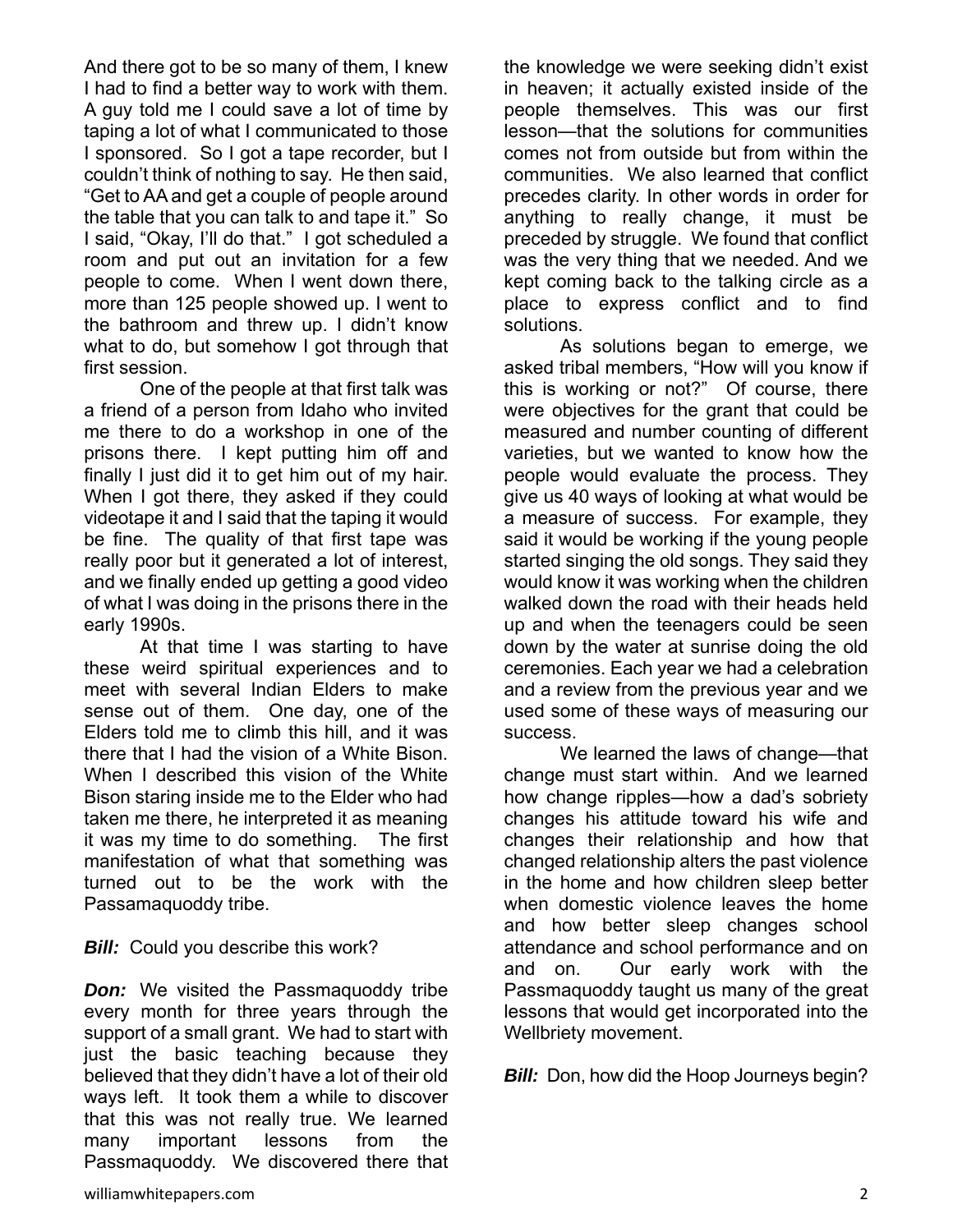And there got to be so many of them, I knew I had to find a better way to work with them. A guy told me I could save a lot of time by taping a lot of what I communicated to those I sponsored. So I got a tape recorder, but I couldn't think of nothing to say. He then said, "Get to AA and get a couple of people around the table that you can talk to and tape it." So I said, "Okay, I'll do that." I got scheduled a room and put out an invitation for a few people to come. When I went down there, more than 125 people showed up. I went to the bathroom and threw up. I didn't know what to do, but somehow I got through that first session.

One of the people at that first talk was a friend of a person from Idaho who invited me there to do a workshop in one of the prisons there. I kept putting him off and finally I just did it to get him out of my hair. When I got there, they asked if they could videotape it and I said that the taping it would be fine. The quality of that first tape was really poor but it generated a lot of interest, and we finally ended up getting a good video of what I was doing in the prisons there in the early 1990s.

At that time I was starting to have these weird spiritual experiences and to meet with several Indian Elders to make sense out of them. One day, one of the Elders told me to climb this hill, and it was there that I had the vision of a White Bison. When I described this vision of the White Bison staring inside me to the Elder who had taken me there, he interpreted it as meaning it was my time to do something. The first manifestation of what that something was turned out to be the work with the Passamaquoddy tribe.

***Bill:*** Could you describe this work?

***Don:*** We visited the Passmaquoddy tribe every month for three years through the support of a small grant. We had to start with just the basic teaching because they believed that they didn't have a lot of their old ways left. It took them a while to discover that this was not really true. We learned many important lessons from the Passmaquoddy. We discovered there that the knowledge we were seeking didn't exist in heaven; it actually existed inside of the people themselves. This was our first lesson—that the solutions for communities comes not from outside but from within the communities. We also learned that conflict precedes clarity. In other words in order for anything to really change, it must be preceded by struggle. We found that conflict was the very thing that we needed. And we kept coming back to the talking circle as a place to express conflict and to find solutions.

As solutions began to emerge, we asked tribal members, "How will you know if this is working or not?" Of course, there were objectives for the grant that could be measured and number counting of different varieties, but we wanted to know how the people would evaluate the process. They give us 40 ways of looking at what would be a measure of success. For example, they said it would be working if the young people started singing the old songs. They said they would know it was working when the children walked down the road with their heads held up and when the teenagers could be seen down by the water at sunrise doing the old ceremonies. Each year we had a celebration and a review from the previous year and we used some of these ways of measuring our success.

We learned the laws of change—that change must start within. And we learned how change ripples—how a dad's sobriety changes his attitude toward his wife and changes their relationship and how that changed relationship alters the past violence in the home and how children sleep better when domestic violence leaves the home and how better sleep changes school attendance and school performance and on and on. Our early work with the Passmaquoddy taught us many of the great lessons that would get incorporated into the Wellbriety movement.

***Bill:*** Don, how did the Hoop Journeys begin?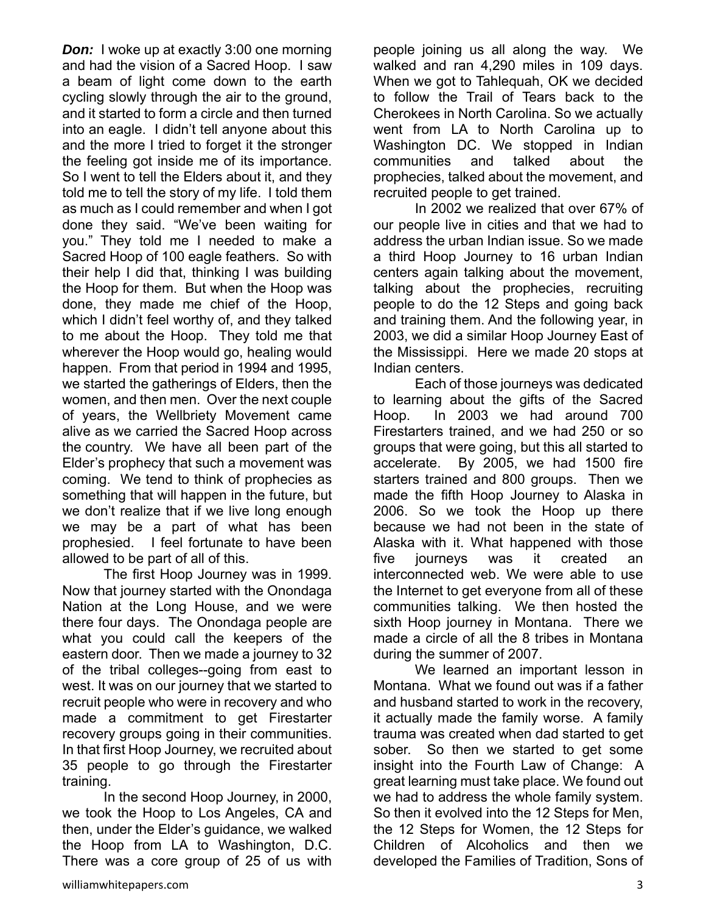***Don:*** I woke up at exactly 3:00 one morning and had the vision of a Sacred Hoop. I saw a beam of light come down to the earth cycling slowly through the air to the ground, and it started to form a circle and then turned into an eagle. I didn't tell anyone about this and the more I tried to forget it the stronger the feeling got inside me of its importance. So I went to tell the Elders about it, and they told me to tell the story of my life. I told them as much as I could remember and when I got done they said. "We've been waiting for you." They told me I needed to make a Sacred Hoop of 100 eagle feathers. So with their help I did that, thinking I was building the Hoop for them. But when the Hoop was done, they made me chief of the Hoop, which I didn't feel worthy of, and they talked to me about the Hoop. They told me that wherever the Hoop would go, healing would happen. From that period in 1994 and 1995, we started the gatherings of Elders, then the women, and then men. Over the next couple of years, the Wellbriety Movement came alive as we carried the Sacred Hoop across the country. We have all been part of the Elder's prophecy that such a movement was coming. We tend to think of prophecies as something that will happen in the future, but we don't realize that if we live long enough we may be a part of what has been prophesied. I feel fortunate to have been allowed to be part of all of this.

The first Hoop Journey was in 1999. Now that journey started with the Onondaga Nation at the Long House, and we were there four days. The Onondaga people are what you could call the keepers of the eastern door. Then we made a journey to 32 of the tribal colleges--going from east to west. It was on our journey that we started to recruit people who were in recovery and who made a commitment to get Firestarter recovery groups going in their communities. In that first Hoop Journey, we recruited about 35 people to go through the Firestarter training.

In the second Hoop Journey, in 2000, we took the Hoop to Los Angeles, CA and then, under the Elder's guidance, we walked the Hoop from LA to Washington, D.C. There was a core group of 25 of us with people joining us all along the way. We walked and ran 4,290 miles in 109 days. When we got to Tahlequah, OK we decided to follow the Trail of Tears back to the Cherokees in North Carolina. So we actually went from LA to North Carolina up to Washington DC. We stopped in Indian communities and talked about the prophecies, talked about the movement, and recruited people to get trained.

In 2002 we realized that over 67% of our people live in cities and that we had to address the urban Indian issue. So we made a third Hoop Journey to 16 urban Indian centers again talking about the movement, talking about the prophecies, recruiting people to do the 12 Steps and going back and training them. And the following year, in 2003, we did a similar Hoop Journey East of the Mississippi. Here we made 20 stops at Indian centers.

Each of those journeys was dedicated to learning about the gifts of the Sacred Hoop. In 2003 we had around 700 Firestarters trained, and we had 250 or so groups that were going, but this all started to accelerate. By 2005, we had 1500 fire starters trained and 800 groups. Then we made the fifth Hoop Journey to Alaska in 2006. So we took the Hoop up there because we had not been in the state of Alaska with it. What happened with those five journeys was it created an interconnected web. We were able to use the Internet to get everyone from all of these communities talking. We then hosted the sixth Hoop journey in Montana. There we made a circle of all the 8 tribes in Montana during the summer of 2007.

We learned an important lesson in Montana. What we found out was if a father and husband started to work in the recovery, it actually made the family worse. A family trauma was created when dad started to get sober. So then we started to get some insight into the Fourth Law of Change: A great learning must take place. We found out we had to address the whole family system. So then it evolved into the 12 Steps for Men, the 12 Steps for Women, the 12 Steps for Children of Alcoholics and then we developed the Families of Tradition, Sons of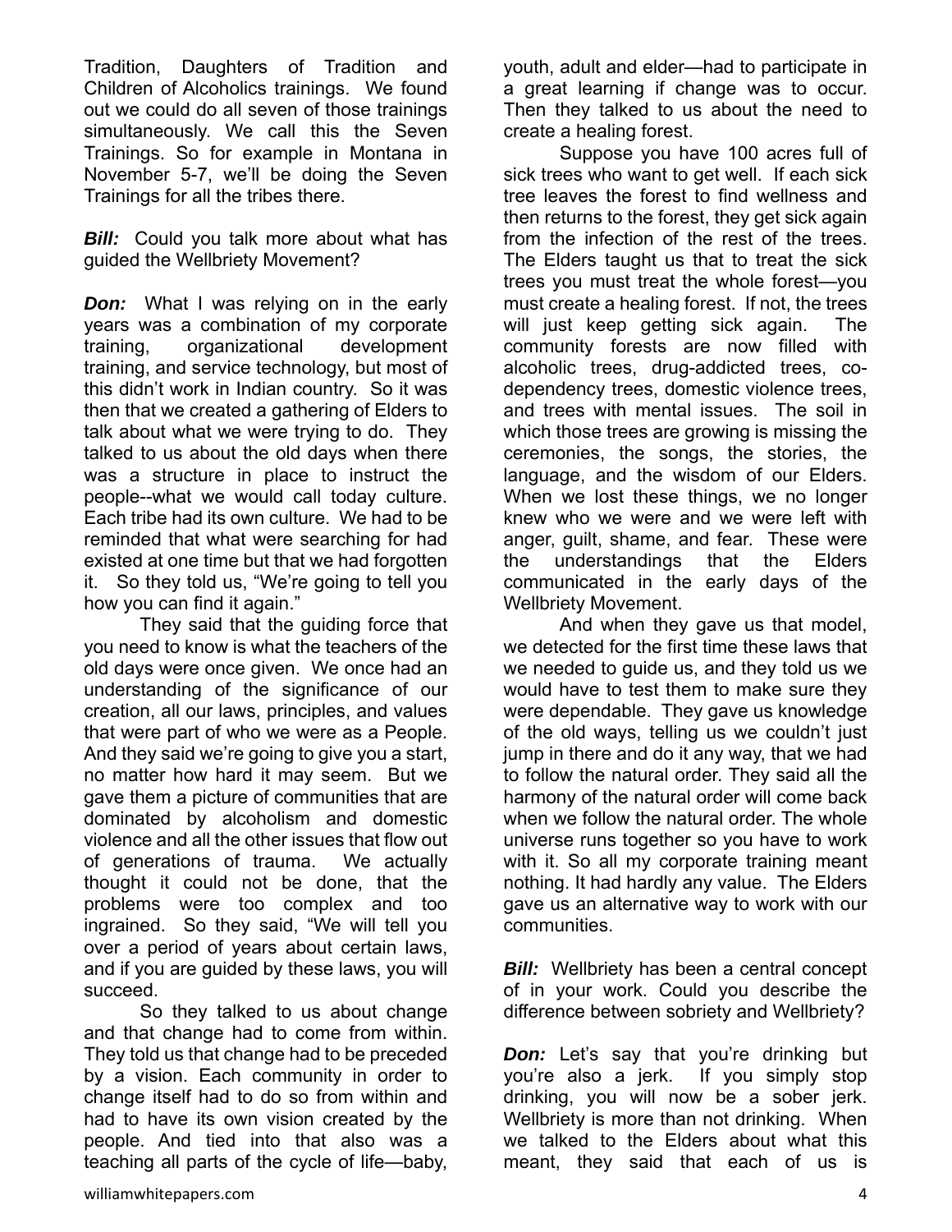Tradition, Daughters of Tradition and Children of Alcoholics trainings. We found out we could do all seven of those trainings simultaneously. We call this the Seven Trainings. So for example in Montana in November 5-7, we'll be doing the Seven Trainings for all the tribes there.

***Bill:*** Could you talk more about what has guided the Wellbriety Movement?

***Don:*** What I was relying on in the early years was a combination of my corporate training, organizational development training, and service technology, but most of this didn't work in Indian country. So it was then that we created a gathering of Elders to talk about what we were trying to do. They talked to us about the old days when there was a structure in place to instruct the people--what we would call today culture. Each tribe had its own culture. We had to be reminded that what were searching for had existed at one time but that we had forgotten it. So they told us, "We're going to tell you how you can find it again."

They said that the guiding force that you need to know is what the teachers of the old days were once given. We once had an understanding of the significance of our creation, all our laws, principles, and values that were part of who we were as a People. And they said we're going to give you a start, no matter how hard it may seem. But we gave them a picture of communities that are dominated by alcoholism and domestic violence and all the other issues that flow out of generations of trauma. We actually thought it could not be done, that the problems were too complex and too ingrained. So they said, "We will tell you over a period of years about certain laws, and if you are guided by these laws, you will succeed.

So they talked to us about change and that change had to come from within. They told us that change had to be preceded by a vision. Each community in order to change itself had to do so from within and had to have its own vision created by the people. And tied into that also was a teaching all parts of the cycle of life—baby, youth, adult and elder—had to participate in a great learning if change was to occur. Then they talked to us about the need to create a healing forest.

Suppose you have 100 acres full of sick trees who want to get well. If each sick tree leaves the forest to find wellness and then returns to the forest, they get sick again from the infection of the rest of the trees. The Elders taught us that to treat the sick trees you must treat the whole forest—you must create a healing forest. If not, the trees will just keep getting sick again. The community forests are now filled with alcoholic trees, drug-addicted trees, co-dependency trees, domestic violence trees, and trees with mental issues. The soil in which those trees are growing is missing the ceremonies, the songs, the stories, the language, and the wisdom of our Elders. When we lost these things, we no longer knew who we were and we were left with anger, guilt, shame, and fear. These were the understandings that the Elders communicated in the early days of the Wellbriety Movement.

And when they gave us that model, we detected for the first time these laws that we needed to guide us, and they told us we would have to test them to make sure they were dependable. They gave us knowledge of the old ways, telling us we couldn't just jump in there and do it any way, that we had to follow the natural order. They said all the harmony of the natural order will come back when we follow the natural order. The whole universe runs together so you have to work with it. So all my corporate training meant nothing. It had hardly any value. The Elders gave us an alternative way to work with our communities.

***Bill:*** Wellbriety has been a central concept of in your work. Could you describe the difference between sobriety and Wellbriety?

***Don:*** Let's say that you're drinking but you're also a jerk. If you simply stop drinking, you will now be a sober jerk. Wellbriety is more than not drinking. When we talked to the Elders about what this meant, they said that each of us is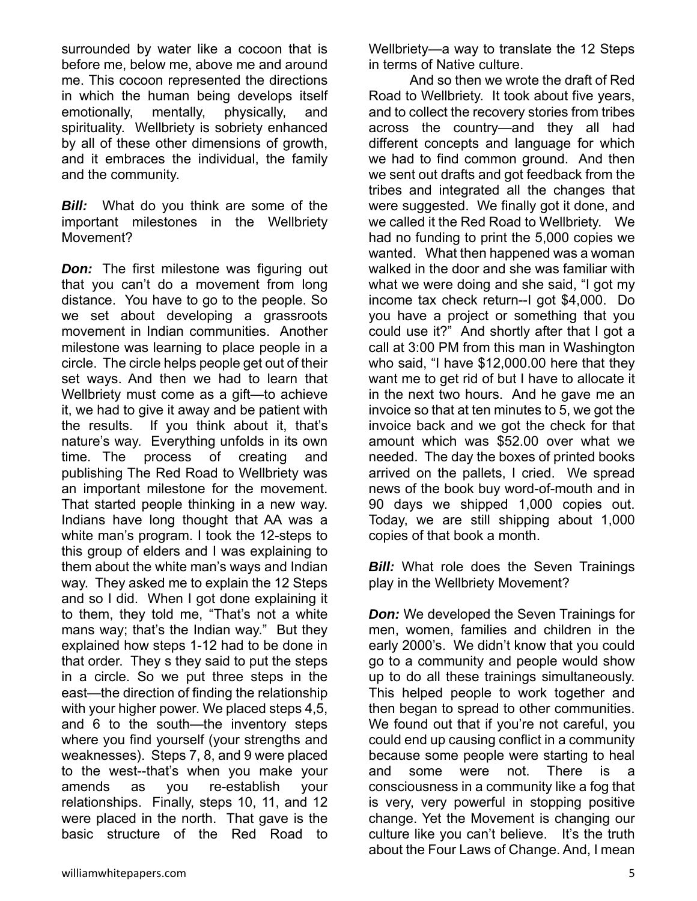surrounded by water like a cocoon that is before me, below me, above me and around me. This cocoon represented the directions in which the human being develops itself emotionally, mentally, physically, and spirituality. Wellbriety is sobriety enhanced by all of these other dimensions of growth, and it embraces the individual, the family and the community.

***Bill:*** What do you think are some of the important milestones in the Wellbriety Movement?

***Don:*** The first milestone was figuring out that you can't do a movement from long distance. You have to go to the people. So we set about developing a grassroots movement in Indian communities. Another milestone was learning to place people in a circle. The circle helps people get out of their set ways. And then we had to learn that Wellbriety must come as a gift—to achieve it, we had to give it away and be patient with the results. If you think about it, that's nature's way. Everything unfolds in its own time. The process of creating and publishing The Red Road to Wellbriety was an important milestone for the movement. That started people thinking in a new way. Indians have long thought that AA was a white man's program. I took the 12-steps to this group of elders and I was explaining to them about the white man's ways and Indian way. They asked me to explain the 12 Steps and so I did. When I got done explaining it to them, they told me, "That's not a white mans way; that's the Indian way." But they explained how steps 1-12 had to be done in that order. They s they said to put the steps in a circle. So we put three steps in the east—the direction of finding the relationship with your higher power. We placed steps 4,5, and 6 to the south—the inventory steps where you find yourself (your strengths and weaknesses). Steps 7, 8, and 9 were placed to the west--that's when you make your amends as you re-establish your relationships. Finally, steps 10, 11, and 12 were placed in the north. That gave is the basic structure of the Red Road to Wellbriety—a way to translate the 12 Steps in terms of Native culture.

And so then we wrote the draft of Red Road to Wellbriety. It took about five years, and to collect the recovery stories from tribes across the country—and they all had different concepts and language for which we had to find common ground. And then we sent out drafts and got feedback from the tribes and integrated all the changes that were suggested. We finally got it done, and we called it the Red Road to Wellbriety. We had no funding to print the 5,000 copies we wanted. What then happened was a woman walked in the door and she was familiar with what we were doing and she said, "I got my income tax check return--I got $4,000. Do you have a project or something that you could use it?" And shortly after that I got a call at 3:00 PM from this man in Washington who said, "I have $12,000.00 here that they want me to get rid of but I have to allocate it in the next two hours. And he gave me an invoice so that at ten minutes to 5, we got the invoice back and we got the check for that amount which was $52.00 over what we needed. The day the boxes of printed books arrived on the pallets, I cried. We spread news of the book buy word-of-mouth and in 90 days we shipped 1,000 copies out. Today, we are still shipping about 1,000 copies of that book a month.

***Bill:*** What role does the Seven Trainings play in the Wellbriety Movement?

***Don:*** We developed the Seven Trainings for men, women, families and children in the early 2000's. We didn't know that you could go to a community and people would show up to do all these trainings simultaneously. This helped people to work together and then began to spread to other communities. We found out that if you're not careful, you could end up causing conflict in a community because some people were starting to heal and some were not. There is a consciousness in a community like a fog that is very, very powerful in stopping positive change. Yet the Movement is changing our culture like you can't believe. It's the truth about the Four Laws of Change. And, I mean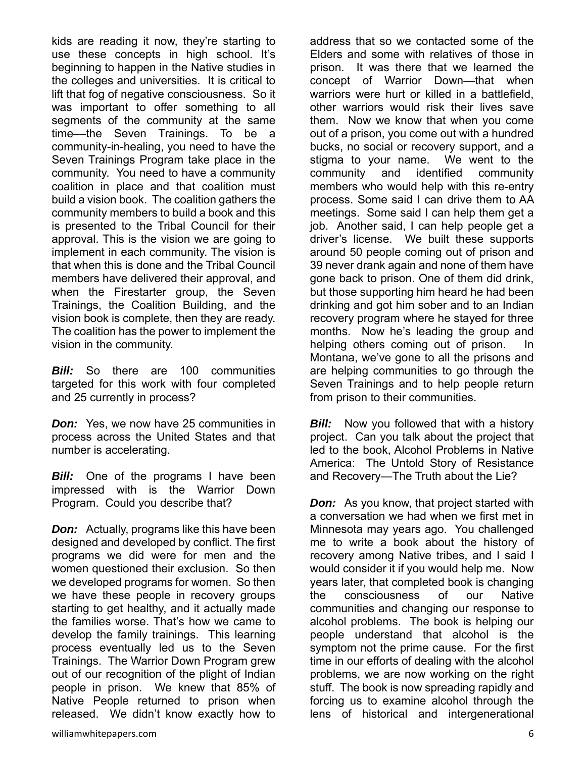kids are reading it now, they're starting to use these concepts in high school. It's beginning to happen in the Native studies in the colleges and universities. It is critical to lift that fog of negative consciousness. So it was important to offer something to all segments of the community at the same time—the Seven Trainings. To be a community-in-healing, you need to have the Seven Trainings Program take place in the community. You need to have a community coalition in place and that coalition must build a vision book. The coalition gathers the community members to build a book and this is presented to the Tribal Council for their approval. This is the vision we are going to implement in each community. The vision is that when this is done and the Tribal Council members have delivered their approval, and when the Firestarter group, the Seven Trainings, the Coalition Building, and the vision book is complete, then they are ready. The coalition has the power to implement the vision in the community.

***Bill:*** So there are 100 communities targeted for this work with four completed and 25 currently in process?

***Don:*** Yes, we now have 25 communities in process across the United States and that number is accelerating.

***Bill:*** One of the programs I have been impressed with is the Warrior Down Program. Could you describe that?

***Don:*** Actually, programs like this have been designed and developed by conflict. The first programs we did were for men and the women questioned their exclusion. So then we developed programs for women. So then we have these people in recovery groups starting to get healthy, and it actually made the families worse. That's how we came to develop the family trainings. This learning process eventually led us to the Seven Trainings. The Warrior Down Program grew out of our recognition of the plight of Indian people in prison. We knew that 85% of Native People returned to prison when released. We didn't know exactly how to address that so we contacted some of the Elders and some with relatives of those in prison. It was there that we learned the concept of Warrior Down—that when warriors were hurt or killed in a battlefield, other warriors would risk their lives save them. Now we know that when you come out of a prison, you come out with a hundred bucks, no social or recovery support, and a stigma to your name. We went to the community and identified community members who would help with this re-entry process. Some said I can drive them to AA meetings. Some said I can help them get a job. Another said, I can help people get a driver's license. We built these supports around 50 people coming out of prison and 39 never drank again and none of them have gone back to prison. One of them did drink, but those supporting him heard he had been drinking and got him sober and to an Indian recovery program where he stayed for three months. Now he's leading the group and helping others coming out of prison. In Montana, we've gone to all the prisons and are helping communities to go through the Seven Trainings and to help people return from prison to their communities.

***Bill:*** Now you followed that with a history project. Can you talk about the project that led to the book, Alcohol Problems in Native America: The Untold Story of Resistance and Recovery—The Truth about the Lie?

***Don:*** As you know, that project started with a conversation we had when we first met in Minnesota may years ago. You challenged me to write a book about the history of recovery among Native tribes, and I said I would consider it if you would help me. Now years later, that completed book is changing the consciousness of our Native communities and changing our response to alcohol problems. The book is helping our people understand that alcohol is the symptom not the prime cause. For the first time in our efforts of dealing with the alcohol problems, we are now working on the right stuff. The book is now spreading rapidly and forcing us to examine alcohol through the lens of historical and intergenerational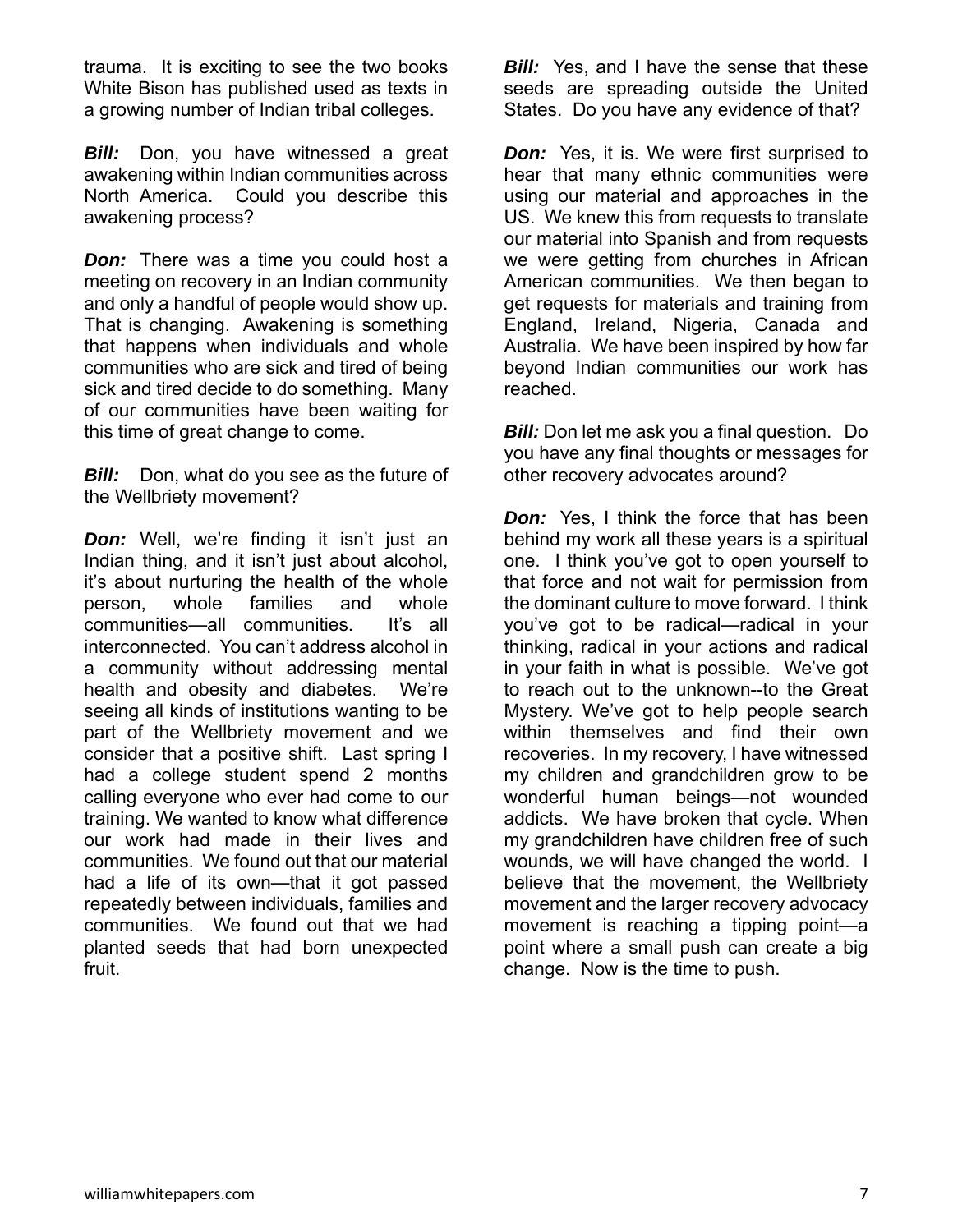trauma. It is exciting to see the two books White Bison has published used as texts in a growing number of Indian tribal colleges.

***Bill:*** Don, you have witnessed a great awakening within Indian communities across North America. Could you describe this awakening process?

***Don:*** There was a time you could host a meeting on recovery in an Indian community and only a handful of people would show up. That is changing. Awakening is something that happens when individuals and whole communities who are sick and tired of being sick and tired decide to do something. Many of our communities have been waiting for this time of great change to come.

***Bill:*** Don, what do you see as the future of the Wellbriety movement?

***Don:*** Well, we're finding it isn't just an Indian thing, and it isn't just about alcohol, it's about nurturing the health of the whole person, whole families and whole communities—all communities. It's all interconnected. You can't address alcohol in a community without addressing mental health and obesity and diabetes. We're seeing all kinds of institutions wanting to be part of the Wellbriety movement and we consider that a positive shift. Last spring I had a college student spend 2 months calling everyone who ever had come to our training. We wanted to know what difference our work had made in their lives and communities. We found out that our material had a life of its own—that it got passed repeatedly between individuals, families and communities. We found out that we had planted seeds that had born unexpected fruit.

***Bill:*** Yes, and I have the sense that these seeds are spreading outside the United States. Do you have any evidence of that?

***Don:*** Yes, it is. We were first surprised to hear that many ethnic communities were using our material and approaches in the US. We knew this from requests to translate our material into Spanish and from requests we were getting from churches in African American communities. We then began to get requests for materials and training from England, Ireland, Nigeria, Canada and Australia. We have been inspired by how far beyond Indian communities our work has reached.

***Bill:*** Don let me ask you a final question. Do you have any final thoughts or messages for other recovery advocates around?

***Don:*** Yes, I think the force that has been behind my work all these years is a spiritual one. I think you've got to open yourself to that force and not wait for permission from the dominant culture to move forward. I think you've got to be radical—radical in your thinking, radical in your actions and radical in your faith in what is possible. We've got to reach out to the unknown--to the Great Mystery. We've got to help people search within themselves and find their own recoveries. In my recovery, I have witnessed my children and grandchildren grow to be wonderful human beings—not wounded addicts. We have broken that cycle. When my grandchildren have children free of such wounds, we will have changed the world. I believe that the movement, the Wellbriety movement and the larger recovery advocacy movement is reaching a tipping point—a point where a small push can create a big change. Now is the time to push.